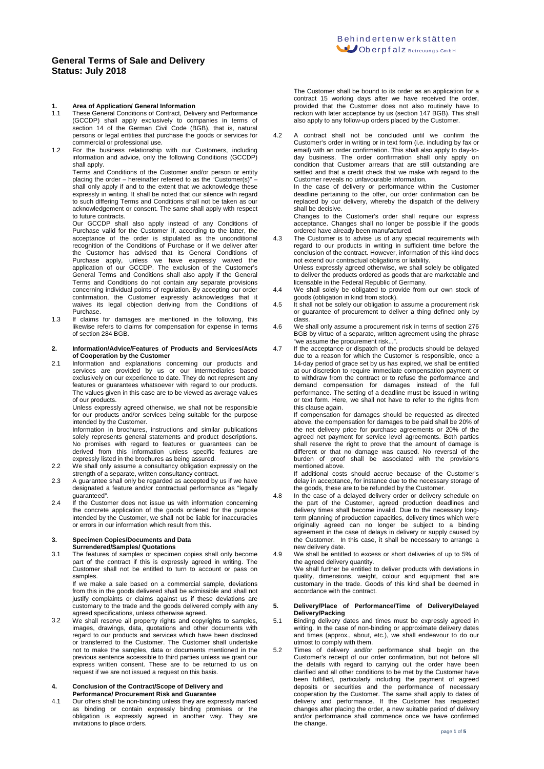# General Terms of Sale and Delivery
**Status: July 2018**

## 1. Area of Application/ General Information

1.1 These General Conditions of Contract, Delivery and Performance (GCCDP) shall apply exclusively to companies in terms of section 14 of the German Civil Code (BGB), that is, natural persons or legal entities that purchase the goods or services for commercial or professional use.

1.2 For the business relationship with our Customers, including information and advice, only the following Conditions (GCCDP) shall apply.

Terms and Conditions of the Customer and/or person or entity placing the order – hereinafter referred to as the "Customer(s)" – shall only apply if and to the extent that we acknowledge these expressly in writing. It shall be noted that our silence with regard to such differing Terms and Conditions shall not be taken as our acknowledgement or consent. The same shall apply with respect to future contracts.

Our GCCDP shall also apply instead of any Conditions of Purchase valid for the Customer if, according to the latter, the acceptance of the order is stipulated as the unconditional recognition of the Conditions of Purchase or if we deliver after the Customer has advised that its General Conditions of Purchase apply, unless we have expressly waived the application of our GCCDP. The exclusion of the Customer's General Terms and Conditions shall also apply if the General Terms and Conditions do not contain any separate provisions concerning individual points of regulation. By accepting our order confirmation, the Customer expressly acknowledges that it waives its legal objection deriving from the Conditions of Purchase.

1.3 If claims for damages are mentioned in the following, this likewise refers to claims for compensation for expense in terms of section 284 BGB.

## 2. Information/Advice/Features of Products and Services/Acts of Cooperation by the Customer

2.1 Information and explanations concerning our products and services are provided by us or our intermediaries based exclusively on our experience to date. They do not represent any features or guarantees whatsoever with regard to our products. The values given in this case are to be viewed as average values of our products.

Unless expressly agreed otherwise, we shall not be responsible for our products and/or services being suitable for the purpose intended by the Customer.

Information in brochures, instructions and similar publications solely represents general statements and product descriptions. No promises with regard to features or guarantees can be derived from this information unless specific features are expressly listed in the brochures as being assured.

2.2 We shall only assume a consultancy obligation expressly on the strength of a separate, written consultancy contract.

2.3 A guarantee shall only be regarded as accepted by us if we have designated a feature and/or contractual performance as "legally guaranteed".

2.4 If the Customer does not issue us with information concerning the concrete application of the goods ordered for the purpose intended by the Customer, we shall not be liable for inaccuracies or errors in our information which result from this.

## 3. Specimen Copies/Documents and Data Surrendered/Samples/ Quotations

3.1 The features of samples or specimen copies shall only become part of the contract if this is expressly agreed in writing. The Customer shall not be entitled to turn to account or pass on samples.

If we make a sale based on a commercial sample, deviations from this in the goods delivered shall be admissible and shall not justify complaints or claims against us if these deviations are customary to the trade and the goods delivered comply with any agreed specifications, unless otherwise agreed.

3.2 We shall reserve all property rights and copyrights to samples, images, drawings, data, quotations and other documents with regard to our products and services which have been disclosed or transferred to the Customer. The Customer shall undertake not to make the samples, data or documents mentioned in the previous sentence accessible to third parties unless we grant our express written consent. These are to be returned to us on request if we are not issued a request on this basis.

## 4. Conclusion of the Contract/Scope of Delivery and Performance/ Procurement Risk and Guarantee

4.1 Our offers shall be non-binding unless they are expressly marked as binding or contain expressly binding promises or the obligation is expressly agreed in another way. They are invitations to place orders.

The Customer shall be bound to its order as an application for a contract 15 working days after we have received the order, provided that the Customer does not also routinely have to reckon with later acceptance by us (section 147 BGB). This shall also apply to any follow-up orders placed by the Customer.

4.2 A contract shall not be concluded until we confirm the Customer's order in writing or in text form (i.e. including by fax or email) with an order confirmation. This shall also apply to day-to-day business. The order confirmation shall only apply on condition that Customer arrears that are still outstanding are settled and that a credit check that we make with regard to the Customer reveals no unfavourable information.

In the case of delivery or performance within the Customer deadline pertaining to the offer, our order confirmation can be replaced by our delivery, whereby the dispatch of the delivery shall be decisive.

Changes to the Customer's order shall require our express acceptance. Changes shall no longer be possible if the goods ordered have already been manufactured.

4.3 The Customer is to advise us of any special requirements with regard to our products in writing in sufficient time before the conclusion of the contract. However, information of this kind does not extend our contractual obligations or liability.

Unless expressly agreed otherwise, we shall solely be obligated to deliver the products ordered as goods that are marketable and licensable in the Federal Republic of Germany.

4.4 We shall solely be obligated to provide from our own stock of goods (obligation in kind from stock).

4.5 It shall not be solely our obligation to assume a procurement risk or guarantee of procurement to deliver a thing defined only by class.

4.6 We shall only assume a procurement risk in terms of section 276 BGB by virtue of a separate, written agreement using the phrase "we assume the procurement risk...".

4.7 If the acceptance or dispatch of the products should be delayed due to a reason for which the Customer is responsible, once a 14-day period of grace set by us has expired, we shall be entitled at our discretion to require immediate compensation payment or to withdraw from the contract or to refuse the performance and demand compensation for damages instead of the full performance. The setting of a deadline must be issued in writing or text form. Here, we shall not have to refer to the rights from this clause again.

If compensation for damages should be requested as directed above, the compensation for damages to be paid shall be 20% of the net delivery price for purchase agreements or 20% of the agreed net payment for service level agreements. Both parties shall reserve the right to prove that the amount of damage is different or that no damage was caused. No reversal of the burden of proof shall be associated with the provisions mentioned above.

If additional costs should accrue because of the Customer's delay in acceptance, for instance due to the necessary storage of the goods, these are to be refunded by the Customer.

4.8 In the case of a delayed delivery order or delivery schedule on the part of the Customer, agreed production deadlines and delivery times shall become invalid. Due to the necessary long-term planning of production capacities, delivery times which were originally agreed can no longer be subject to a binding agreement in the case of delays in delivery or supply caused by the Customer. In this case, it shall be necessary to arrange a new delivery date.

4.9 We shall be entitled to excess or short deliveries of up to 5% of the agreed delivery quantity.

We shall further be entitled to deliver products with deviations in quality, dimensions, weight, colour and equipment that are customary in the trade. Goods of this kind shall be deemed in accordance with the contract.

## 5. Delivery/Place of Performance/Time of Delivery/Delayed Delivery/Packing

5.1 Binding delivery dates and times must be expressly agreed in writing. In the case of non-binding or approximate delivery dates and times (approx., about, etc.), we shall endeavour to do our utmost to comply with them.

5.2 Times of delivery and/or performance shall begin on the Customer's receipt of our order confirmation, but not before all the details with regard to carrying out the order have been clarified and all other conditions to be met by the Customer have been fulfilled, particularly including the payment of agreed deposits or securities and the performance of necessary cooperation by the Customer. The same shall apply to dates of delivery and performance. If the Customer has requested changes after placing the order, a new suitable period of delivery and/or performance shall commence once we have confirmed the change.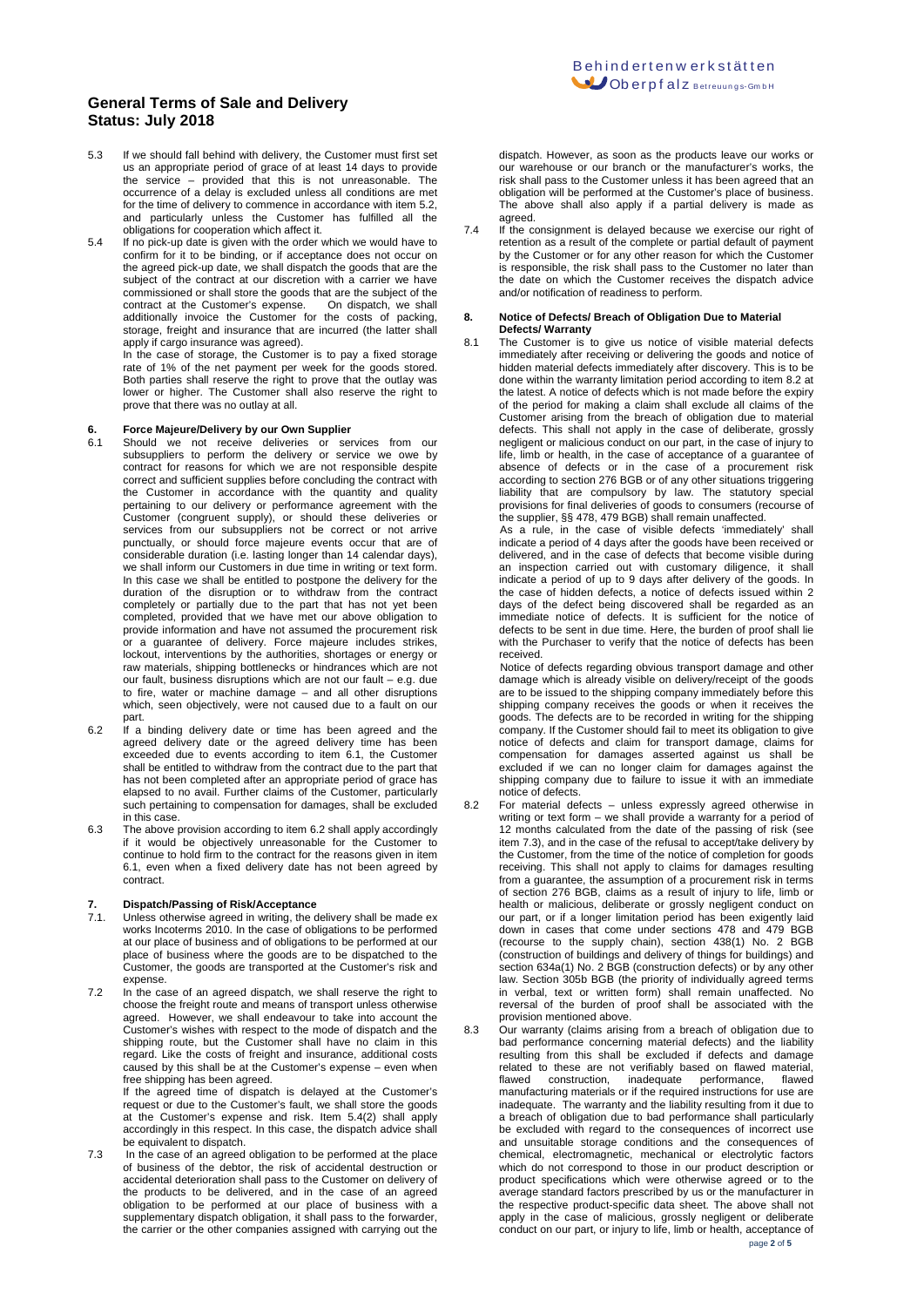5.3 If we should fall behind with delivery, the Customer must first set us an appropriate period of grace of at least 14 days to provide the service – provided that this is not unreasonable. The occurrence of a delay is excluded unless all conditions are met for the time of delivery to commence in accordance with item 5.2, and particularly unless the Customer has fulfilled all the obligations for cooperation which affect it.

5.4 If no pick-up date is given with the order which we would have to confirm for it to be binding, or if acceptance does not occur on the agreed pick-up date, we shall dispatch the goods that are the subject of the contract at our discretion with a carrier we have commissioned or shall store the goods that are the subject of the contract at the Customer's expense. On dispatch, we shall additionally invoice the Customer for the costs of packing, storage, freight and insurance that are incurred (the latter shall apply if cargo insurance was agreed).
In the case of storage, the Customer is to pay a fixed storage rate of 1% of the net payment per week for the goods stored. Both parties shall reserve the right to prove that the outlay was lower or higher. The Customer shall also reserve the right to prove that there was no outlay at all.

## 6. Force Majeure/Delivery by our Own Supplier

6.1 Should we not receive deliveries or services from our subsuppliers to perform the delivery or service we owe by contract for reasons for which we are not responsible despite correct and sufficient supplies before concluding the contract with the Customer in accordance with the quantity and quality pertaining to our delivery or performance agreement with the Customer (congruent supply), or should these deliveries or services from our subsuppliers not be correct or not arrive punctually, or should force majeure events occur that are of considerable duration (i.e. lasting longer than 14 calendar days), we shall inform our Customers in due time in writing or text form. In this case we shall be entitled to postpone the delivery for the duration of the disruption or to withdraw from the contract completely or partially due to the part that has not yet been completed, provided that we have met our above obligation to provide information and have not assumed the procurement risk or a guarantee of delivery. Force majeure includes strikes, lockout, interventions by the authorities, shortages or energy or raw materials, shipping bottlenecks or hindrances which are not our fault, business disruptions which are not our fault – e.g. due to fire, water or machine damage – and all other disruptions which, seen objectively, were not caused due to a fault on our part.

6.2 If a binding delivery date or time has been agreed and the agreed delivery date or the agreed delivery time has been exceeded due to events according to item 6.1, the Customer shall be entitled to withdraw from the contract due to the part that has not been completed after an appropriate period of grace has elapsed to no avail. Further claims of the Customer, particularly such pertaining to compensation for damages, shall be excluded in this case.

6.3 The above provision according to item 6.2 shall apply accordingly if it would be objectively unreasonable for the Customer to continue to hold firm to the contract for the reasons given in item 6.1, even when a fixed delivery date has not been agreed by contract.

## 7. Dispatch/Passing of Risk/Acceptance

7.1. Unless otherwise agreed in writing, the delivery shall be made ex works Incoterms 2010. In the case of obligations to be performed at our place of business and of obligations to be performed at our place of business where the goods are to be dispatched to the Customer, the goods are transported at the Customer's risk and expense.

7.2 In the case of an agreed dispatch, we shall reserve the right to choose the freight route and means of transport unless otherwise agreed. However, we shall endeavour to take into account the Customer's wishes with respect to the mode of dispatch and the shipping route, but the Customer shall have no claim in this regard. Like the costs of freight and insurance, additional costs caused by this shall be at the Customer's expense – even when free shipping has been agreed.
If the agreed time of dispatch is delayed at the Customer's request or due to the Customer's fault, we shall store the goods at the Customer's expense and risk. Item 5.4(2) shall apply accordingly in this respect. In this case, the dispatch advice shall be equivalent to dispatch.

7.3 In the case of an agreed obligation to be performed at the place of business of the debtor, the risk of accidental destruction or accidental deterioration shall pass to the Customer on delivery of the products to be delivered, and in the case of an agreed obligation to be performed at our place of business with a supplementary dispatch obligation, it shall pass to the forwarder, the carrier or the other companies assigned with carrying out the dispatch. However, as soon as the products leave our works or our warehouse or our branch or the manufacturer's works, the risk shall pass to the Customer unless it has been agreed that an obligation will be performed at the Customer's place of business. The above shall also apply if a partial delivery is made as agreed.

7.4 If the consignment is delayed because we exercise our right of retention as a result of the complete or partial default of payment by the Customer or for any other reason for which the Customer is responsible, the risk shall pass to the Customer no later than the date on which the Customer receives the dispatch advice and/or notification of readiness to perform.

## 8. Notice of Defects/ Breach of Obligation Due to Material Defects/ Warranty

8.1 The Customer is to give us notice of visible material defects immediately after receiving or delivering the goods and notice of hidden material defects immediately after discovery. This is to be done within the warranty limitation period according to item 8.2 at the latest. A notice of defects which is not made before the expiry of the period for making a claim shall exclude all claims of the Customer arising from the breach of obligation due to material defects. This shall not apply in the case of deliberate, grossly negligent or malicious conduct on our part, in the case of injury to life, limb or health, in the case of acceptance of a guarantee of absence of defects or in the case of a procurement risk according to section 276 BGB or of any other situations triggering liability that are compulsory by law. The statutory special provisions for final deliveries of goods to consumers (recourse of the supplier, §§ 478, 479 BGB) shall remain unaffected.
As a rule, in the case of visible defects 'immediately' shall indicate a period of 4 days after the goods have been received or delivered, and in the case of defects that become visible during an inspection carried out with customary diligence, it shall indicate a period of up to 9 days after delivery of the goods. In the case of hidden defects, a notice of defects issued within 2 days of the defect being discovered shall be regarded as an immediate notice of defects. It is sufficient for the notice of defects to be sent in due time. Here, the burden of proof shall lie with the Purchaser to verify that the notice of defects has been received.
Notice of defects regarding obvious transport damage and other damage which is already visible on delivery/receipt of the goods are to be issued to the shipping company immediately before this shipping company receives the goods or when it receives the goods. The defects are to be recorded in writing for the shipping company. If the Customer should fail to meet its obligation to give notice of defects and claim for transport damage, claims for compensation for damages asserted against us shall be excluded if we can no longer claim for damages against the shipping company due to failure to issue it with an immediate notice of defects.

8.2 For material defects – unless expressly agreed otherwise in writing or text form – we shall provide a warranty for a period of 12 months calculated from the date of the passing of risk (see item 7.3), and in the case of the refusal to accept/take delivery by the Customer, from the time of the notice of completion for goods receiving. This shall not apply to claims for damages resulting from a guarantee, the assumption of a procurement risk in terms of section 276 BGB, claims as a result of injury to life, limb or health or malicious, deliberate or grossly negligent conduct on our part, or if a longer limitation period has been exigently laid down in cases that come under sections 478 and 479 BGB (recourse to the supply chain), section 438(1) No. 2 BGB (construction of buildings and delivery of things for buildings) and section 634a(1) No. 2 BGB (construction defects) or by any other law. Section 305b BGB (the priority of individually agreed terms in verbal, text or written form) shall remain unaffected. No reversal of the burden of proof shall be associated with the provision mentioned above.

8.3 Our warranty (claims arising from a breach of obligation due to bad performance concerning material defects) and the liability resulting from this shall be excluded if defects and damage related to these are not verifiably based on flawed material, flawed construction, inadequate performance, flawed manufacturing materials or if the required instructions for use are inadequate. The warranty and the liability resulting from it due to a breach of obligation due to bad performance shall particularly be excluded with regard to the consequences of incorrect use and unsuitable storage conditions and the consequences of chemical, electromagnetic, mechanical or electrolytic factors which do not correspond to those in our product description or product specifications which were otherwise agreed or to the average standard factors prescribed by us or the manufacturer in the respective product-specific data sheet. The above shall not apply in the case of malicious, grossly negligent or deliberate conduct on our part, or injury to life, limb or health, acceptance of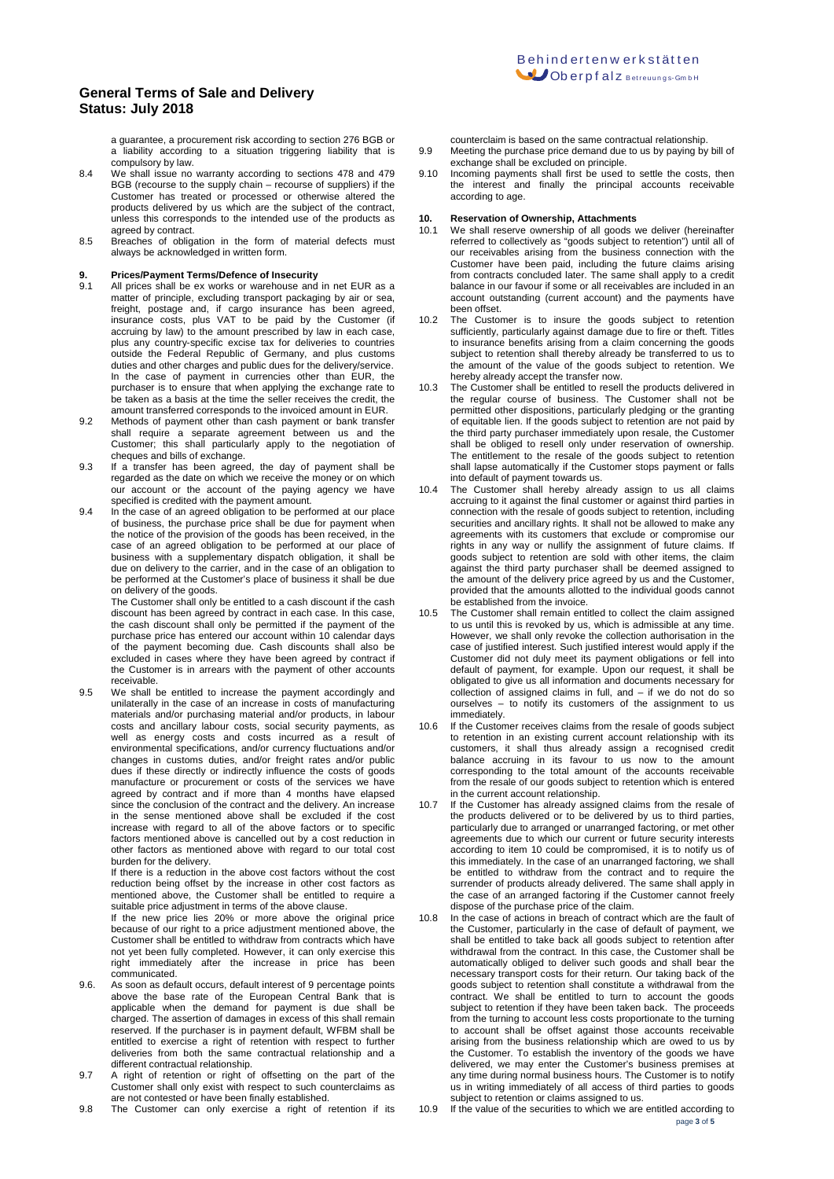a guarantee, a procurement risk according to section 276 BGB or a liability according to a situation triggering liability that is compulsory by law.

8.4 We shall issue no warranty according to sections 478 and 479 BGB (recourse to the supply chain – recourse of suppliers) if the Customer has treated or processed or otherwise altered the products delivered by us which are the subject of the contract, unless this corresponds to the intended use of the products as agreed by contract.

8.5 Breaches of obligation in the form of material defects must always be acknowledged in written form.

**9. Prices/Payment Terms/Defence of Insecurity**

9.1 All prices shall be ex works or warehouse and in net EUR as a matter of principle, excluding transport packaging by air or sea, freight, postage and, if cargo insurance has been agreed, insurance costs, plus VAT to be paid by the Customer (if accruing by law) to the amount prescribed by law in each case, plus any country-specific excise tax for deliveries to countries outside the Federal Republic of Germany, and plus customs duties and other charges and public dues for the delivery/service. In the case of payment in currencies other than EUR, the purchaser is to ensure that when applying the exchange rate to be taken as a basis at the time the seller receives the credit, the amount transferred corresponds to the invoiced amount in EUR.

9.2 Methods of payment other than cash payment or bank transfer shall require a separate agreement between us and the Customer; this shall particularly apply to the negotiation of cheques and bills of exchange.

9.3 If a transfer has been agreed, the day of payment shall be regarded as the date on which we receive the money or on which our account or the account of the paying agency we have specified is credited with the payment amount.

9.4 In the case of an agreed obligation to be performed at our place of business, the purchase price shall be due for payment when the notice of the provision of the goods has been received, in the case of an agreed obligation to be performed at our place of business with a supplementary dispatch obligation, it shall be due on delivery to the carrier, and in the case of an obligation to be performed at the Customer's place of business it shall be due on delivery of the goods.

The Customer shall only be entitled to a cash discount if the cash discount has been agreed by contract in each case. In this case, the cash discount shall only be permitted if the payment of the purchase price has entered our account within 10 calendar days of the payment becoming due. Cash discounts shall also be excluded in cases where they have been agreed by contract if the Customer is in arrears with the payment of other accounts receivable.

9.5 We shall be entitled to increase the payment accordingly and unilaterally in the case of an increase in costs of manufacturing materials and/or purchasing material and/or products, in labour costs and ancillary labour costs, social security payments, as well as energy costs and costs incurred as a result of environmental specifications, and/or currency fluctuations and/or changes in customs duties, and/or freight rates and/or public dues if these directly or indirectly influence the costs of goods manufacture or procurement or costs of the services we have agreed by contract and if more than 4 months have elapsed since the conclusion of the contract and the delivery. An increase in the sense mentioned above shall be excluded if the cost increase with regard to all of the above factors or to specific factors mentioned above is cancelled out by a cost reduction in other factors as mentioned above with regard to our total cost burden for the delivery.

If there is a reduction in the above cost factors without the cost reduction being offset by the increase in other cost factors as mentioned above, the Customer shall be entitled to require a suitable price adjustment in terms of the above clause.

If the new price lies 20% or more above the original price because of our right to a price adjustment mentioned above, the Customer shall be entitled to withdraw from contracts which have not yet been fully completed. However, it can only exercise this right immediately after the increase in price has been communicated.

9.6. As soon as default occurs, default interest of 9 percentage points above the base rate of the European Central Bank that is applicable when the demand for payment is due shall be charged. The assertion of damages in excess of this shall remain reserved. If the purchaser is in payment default, WFBM shall be entitled to exercise a right of retention with respect to further deliveries from both the same contractual relationship and a different contractual relationship.

9.7 A right of retention or right of offsetting on the part of the Customer shall only exist with respect to such counterclaims as are not contested or have been finally established.

9.8 The Customer can only exercise a right of retention if its counterclaim is based on the same contractual relationship.

9.9 Meeting the purchase price demand due to us by paying by bill of exchange shall be excluded on principle.

9.10 Incoming payments shall first be used to settle the costs, then the interest and finally the principal accounts receivable according to age.

**10. Reservation of Ownership, Attachments**

10.1 We shall reserve ownership of all goods we deliver (hereinafter referred to collectively as "goods subject to retention") until all of our receivables arising from the business connection with the Customer have been paid, including the future claims arising from contracts concluded later. The same shall apply to a credit balance in our favour if some or all receivables are included in an account outstanding (current account) and the payments have been offset.

10.2 The Customer is to insure the goods subject to retention sufficiently, particularly against damage due to fire or theft. Titles to insurance benefits arising from a claim concerning the goods subject to retention shall thereby already be transferred to us to the amount of the value of the goods subject to retention. We hereby already accept the transfer now.

10.3 The Customer shall be entitled to resell the products delivered in the regular course of business. The Customer shall not be permitted other dispositions, particularly pledging or the granting of equitable lien. If the goods subject to retention are not paid by the third party purchaser immediately upon resale, the Customer shall be obliged to resell only under reservation of ownership. The entitlement to the resale of the goods subject to retention shall lapse automatically if the Customer stops payment or falls into default of payment towards us.

10.4 The Customer shall hereby already assign to us all claims accruing to it against the final customer or against third parties in connection with the resale of goods subject to retention, including securities and ancillary rights. It shall not be allowed to make any agreements with its customers that exclude or compromise our rights in any way or nullify the assignment of future claims. If goods subject to retention are sold with other items, the claim against the third party purchaser shall be deemed assigned to the amount of the delivery price agreed by us and the Customer, provided that the amounts allotted to the individual goods cannot be established from the invoice.

10.5 The Customer shall remain entitled to collect the claim assigned to us until this is revoked by us, which is admissible at any time. However, we shall only revoke the collection authorisation in the case of justified interest. Such justified interest would apply if the Customer did not duly meet its payment obligations or fell into default of payment, for example. Upon our request, it shall be obligated to give us all information and documents necessary for collection of assigned claims in full, and – if we do not do so ourselves – to notify its customers of the assignment to us immediately.

10.6 If the Customer receives claims from the resale of goods subject to retention in an existing current account relationship with its customers, it shall thus already assign a recognised credit balance accruing in its favour to us now to the amount corresponding to the total amount of the accounts receivable from the resale of our goods subject to retention which is entered in the current account relationship.

10.7 If the Customer has already assigned claims from the resale of the products delivered or to be delivered by us to third parties, particularly due to arranged or unarranged factoring, or met other agreements due to which our current or future security interests according to item 10 could be compromised, it is to notify us of this immediately. In the case of an unarranged factoring, we shall be entitled to withdraw from the contract and to require the surrender of products already delivered. The same shall apply in the case of an arranged factoring if the Customer cannot freely dispose of the purchase price of the claim.

10.8 In the case of actions in breach of contract which are the fault of the Customer, particularly in the case of default of payment, we shall be entitled to take back all goods subject to retention after withdrawal from the contract. In this case, the Customer shall be automatically obliged to deliver such goods and shall bear the necessary transport costs for their return. Our taking back of the goods subject to retention shall constitute a withdrawal from the contract. We shall be entitled to turn to account the goods subject to retention if they have been taken back. The proceeds from the turning to account less costs proportionate to the turning to account shall be offset against those accounts receivable arising from the business relationship which are owed to us by the Customer. To establish the inventory of the goods we have delivered, we may enter the Customer's business premises at any time during normal business hours. The Customer is to notify us in writing immediately of all access of third parties to goods subject to retention or claims assigned to us.

10.9 If the value of the securities to which we are entitled according to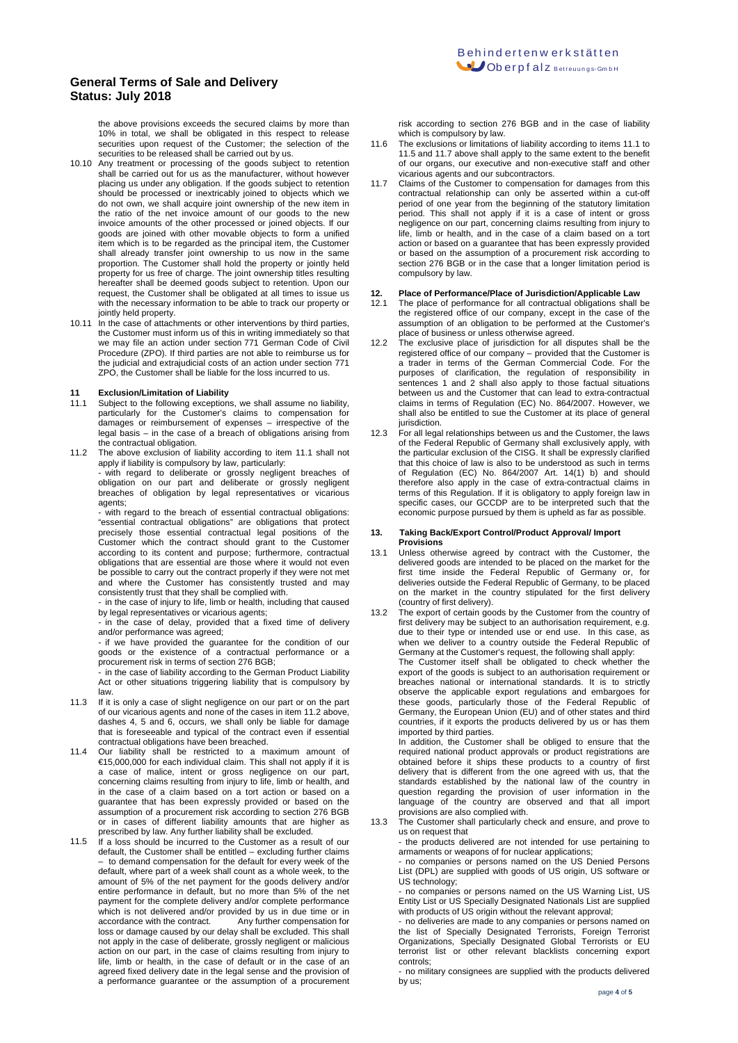the above provisions exceeds the secured claims by more than 10% in total, we shall be obligated in this respect to release securities upon request of the Customer; the selection of the securities to be released shall be carried out by us.

10.10 Any treatment or processing of the goods subject to retention shall be carried out for us as the manufacturer, without however placing us under any obligation. If the goods subject to retention should be processed or inextricably joined to objects which we do not own, we shall acquire joint ownership of the new item in the ratio of the net invoice amount of our goods to the new invoice amounts of the other processed or joined objects. If our goods are joined with other movable objects to form a unified item which is to be regarded as the principal item, the Customer shall already transfer joint ownership to us now in the same proportion. The Customer shall hold the property or jointly held property for us free of charge. The joint ownership titles resulting hereafter shall be deemed goods subject to retention. Upon our request, the Customer shall be obligated at all times to issue us with the necessary information to be able to track our property or jointly held property.

10.11 In the case of attachments or other interventions by third parties, the Customer must inform us of this in writing immediately so that we may file an action under section 771 German Code of Civil Procedure (ZPO). If third parties are not able to reimburse us for the judicial and extrajudicial costs of an action under section 771 ZPO, the Customer shall be liable for the loss incurred to us.

## 11 Exclusion/Limitation of Liability

11.1 Subject to the following exceptions, we shall assume no liability, particularly for the Customer's claims to compensation for damages or reimbursement of expenses – irrespective of the legal basis – in the case of a breach of obligations arising from the contractual obligation.

11.2 The above exclusion of liability according to item 11.1 shall not apply if liability is compulsory by law, particularly:

- with regard to deliberate or grossly negligent breaches of obligation on our part and deliberate or grossly negligent breaches of obligation by legal representatives or vicarious agents;
- with regard to the breach of essential contractual obligations: "essential contractual obligations" are obligations that protect precisely those essential contractual legal positions of the Customer which the contract should grant to the Customer according to its content and purpose; furthermore, contractual obligations that are essential are those where it would not even be possible to carry out the contract properly if they were not met and where the Customer has consistently trusted and may consistently trust that they shall be complied with.
- in the case of injury to life, limb or health, including that caused by legal representatives or vicarious agents;
- in the case of delay, provided that a fixed time of delivery and/or performance was agreed;
- if we have provided the guarantee for the condition of our goods or the existence of a contractual performance or a procurement risk in terms of section 276 BGB;
- in the case of liability according to the German Product Liability Act or other situations triggering liability that is compulsory by law.

11.3 If it is only a case of slight negligence on our part or on the part of our vicarious agents and none of the cases in item 11.2 above, dashes 4, 5 and 6, occurs, we shall only be liable for damage that is foreseeable and typical of the contract even if essential contractual obligations have been breached.

11.4 Our liability shall be restricted to a maximum amount of €15,000,000 for each individual claim. This shall not apply if it is a case of malice, intent or gross negligence on our part, concerning claims resulting from injury to life, limb or health, and in the case of a claim based on a tort action or based on a guarantee that has been expressly provided or based on the assumption of a procurement risk according to section 276 BGB or in cases of different liability amounts that are higher as prescribed by law. Any further liability shall be excluded.

11.5 If a loss should be incurred to the Customer as a result of our default, the Customer shall be entitled – excluding further claims – to demand compensation for the default for every week of the default, where part of a week shall count as a whole week, to the amount of 5% of the net payment for the goods delivery and/or entire performance in default, but no more than 5% of the net payment for the complete delivery and/or complete performance which is not delivered and/or provided by us in due time or in accordance with the contract. Any further compensation for loss or damage caused by our delay shall be excluded. This shall not apply in the case of deliberate, grossly negligent or malicious action on our part, in the case of claims resulting from injury to life, limb or health, in the case of default or in the case of an agreed fixed delivery date in the legal sense and the provision of a performance guarantee or the assumption of a procurement risk according to section 276 BGB and in the case of liability which is compulsory by law.

11.6 The exclusions or limitations of liability according to items 11.1 to 11.5 and 11.7 above shall apply to the same extent to the benefit of our organs, our executive and non-executive staff and other vicarious agents and our subcontractors.

11.7 Claims of the Customer to compensation for damages from this contractual relationship can only be asserted within a cut-off period of one year from the beginning of the statutory limitation period. This shall not apply if it is a case of intent or gross negligence on our part, concerning claims resulting from injury to life, limb or health, and in the case of a claim based on a tort action or based on a guarantee that has been expressly provided or based on the assumption of a procurement risk according to section 276 BGB or in the case that a longer limitation period is compulsory by law.

## 12. Place of Performance/Place of Jurisdiction/Applicable Law

12.1 The place of performance for all contractual obligations shall be the registered office of our company, except in the case of the assumption of an obligation to be performed at the Customer's place of business or unless otherwise agreed.

12.2 The exclusive place of jurisdiction for all disputes shall be the registered office of our company – provided that the Customer is a trader in terms of the German Commercial Code. For the purposes of clarification, the regulation of responsibility in sentences 1 and 2 shall also apply to those factual situations between us and the Customer that can lead to extra-contractual claims in terms of Regulation (EC) No. 864/2007. However, we shall also be entitled to sue the Customer at its place of general jurisdiction.

12.3 For all legal relationships between us and the Customer, the laws of the Federal Republic of Germany shall exclusively apply, with the particular exclusion of the CISG. It shall be expressly clarified that this choice of law is also to be understood as such in terms of Regulation (EC) No. 864/2007 Art. 14(1) b) and should therefore also apply in the case of extra-contractual claims in terms of this Regulation. If it is obligatory to apply foreign law in specific cases, our GCCDP are to be interpreted such that the economic purpose pursued by them is upheld as far as possible.

## 13. Taking Back/Export Control/Product Approval/ Import Provisions

13.1 Unless otherwise agreed by contract with the Customer, the delivered goods are intended to be placed on the market for the first time inside the Federal Republic of Germany or, for deliveries outside the Federal Republic of Germany, to be placed on the market in the country stipulated for the first delivery (country of first delivery).

13.2 The export of certain goods by the Customer from the country of first delivery may be subject to an authorisation requirement, e.g. due to their type or intended use or end use. In this case, as when we deliver to a country outside the Federal Republic of Germany at the Customer's request, the following shall apply:

The Customer itself shall be obligated to check whether the export of the goods is subject to an authorisation requirement or breaches national or international standards. It is to strictly observe the applicable export regulations and embargoes for these goods, particularly those of the Federal Republic of Germany, the European Union (EU) and of other states and third countries, if it exports the products delivered by us or has them imported by third parties.

In addition, the Customer shall be obliged to ensure that the required national product approvals or product registrations are obtained before it ships these products to a country of first delivery that is different from the one agreed with us, that the standards established by the national law of the country in question regarding the provision of user information in the language of the country are observed and that all import provisions are also complied with.

13.3 The Customer shall particularly check and ensure, and prove to us on request that

- the products delivered are not intended for use pertaining to armaments or weapons of for nuclear applications;
- no companies or persons named on the US Denied Persons List (DPL) are supplied with goods of US origin, US software or US technology;
- no companies or persons named on the US Warning List, US Entity List or US Specially Designated Nationals List are supplied with products of US origin without the relevant approval;
- no deliveries are made to any companies or persons named on the list of Specially Designated Terrorists, Foreign Terrorist Organizations, Specially Designated Global Terrorists or EU terrorist list or other relevant blacklists concerning export controls;
- no military consignees are supplied with the products delivered by us;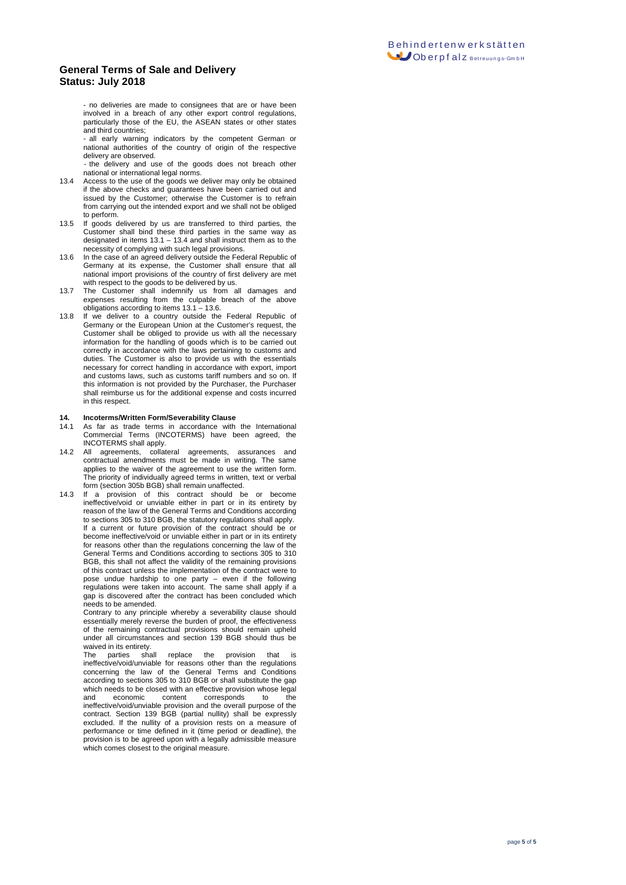- no deliveries are made to consignees that are or have been involved in a breach of any other export control regulations, particularly those of the EU, the ASEAN states or other states and third countries;

- all early warning indicators by the competent German or national authorities of the country of origin of the respective delivery are observed.

- the delivery and use of the goods does not breach other national or international legal norms.

13.4 Access to the use of the goods we deliver may only be obtained if the above checks and guarantees have been carried out and issued by the Customer; otherwise the Customer is to refrain from carrying out the intended export and we shall not be obliged to perform.

13.5 If goods delivered by us are transferred to third parties, the Customer shall bind these third parties in the same way as designated in items 13.1 – 13.4 and shall instruct them as to the necessity of complying with such legal provisions.

13.6 In the case of an agreed delivery outside the Federal Republic of Germany at its expense, the Customer shall ensure that all national import provisions of the country of first delivery are met with respect to the goods to be delivered by us.

13.7 The Customer shall indemnify us from all damages and expenses resulting from the culpable breach of the above obligations according to items 13.1 – 13.6.

13.8 If we deliver to a country outside the Federal Republic of Germany or the European Union at the Customer's request, the Customer shall be obliged to provide us with all the necessary information for the handling of goods which is to be carried out correctly in accordance with the laws pertaining to customs and duties. The Customer is also to provide us with the essentials necessary for correct handling in accordance with export, import and customs laws, such as customs tariff numbers and so on. If this information is not provided by the Purchaser, the Purchaser shall reimburse us for the additional expense and costs incurred in this respect.

## 14. Incoterms/Written Form/Severability Clause

14.1 As far as trade terms in accordance with the International Commercial Terms (INCOTERMS) have been agreed, the INCOTERMS shall apply.

14.2 All agreements, collateral agreements, assurances and contractual amendments must be made in writing. The same applies to the waiver of the agreement to use the written form. The priority of individually agreed terms in written, text or verbal form (section 305b BGB) shall remain unaffected.

14.3 If a provision of this contract should be or become ineffective/void or unviable either in part or in its entirety by reason of the law of the General Terms and Conditions according to sections 305 to 310 BGB, the statutory regulations shall apply. If a current or future provision of the contract should be or become ineffective/void or unviable either in part or in its entirety for reasons other than the regulations concerning the law of the General Terms and Conditions according to sections 305 to 310 BGB, this shall not affect the validity of the remaining provisions of this contract unless the implementation of the contract were to pose undue hardship to one party – even if the following regulations were taken into account. The same shall apply if a gap is discovered after the contract has been concluded which needs to be amended.

Contrary to any principle whereby a severability clause should essentially merely reverse the burden of proof, the effectiveness of the remaining contractual provisions should remain upheld under all circumstances and section 139 BGB should thus be waived in its entirety.

The parties shall replace the provision that is ineffective/void/unviable for reasons other than the regulations concerning the law of the General Terms and Conditions according to sections 305 to 310 BGB or shall substitute the gap which needs to be closed with an effective provision whose legal and economic content corresponds to the ineffective/void/unviable provision and the overall purpose of the contract. Section 139 BGB (partial nullity) shall be expressly excluded. If the nullity of a provision rests on a measure of performance or time defined in it (time period or deadline), the provision is to be agreed upon with a legally admissible measure which comes closest to the original measure.